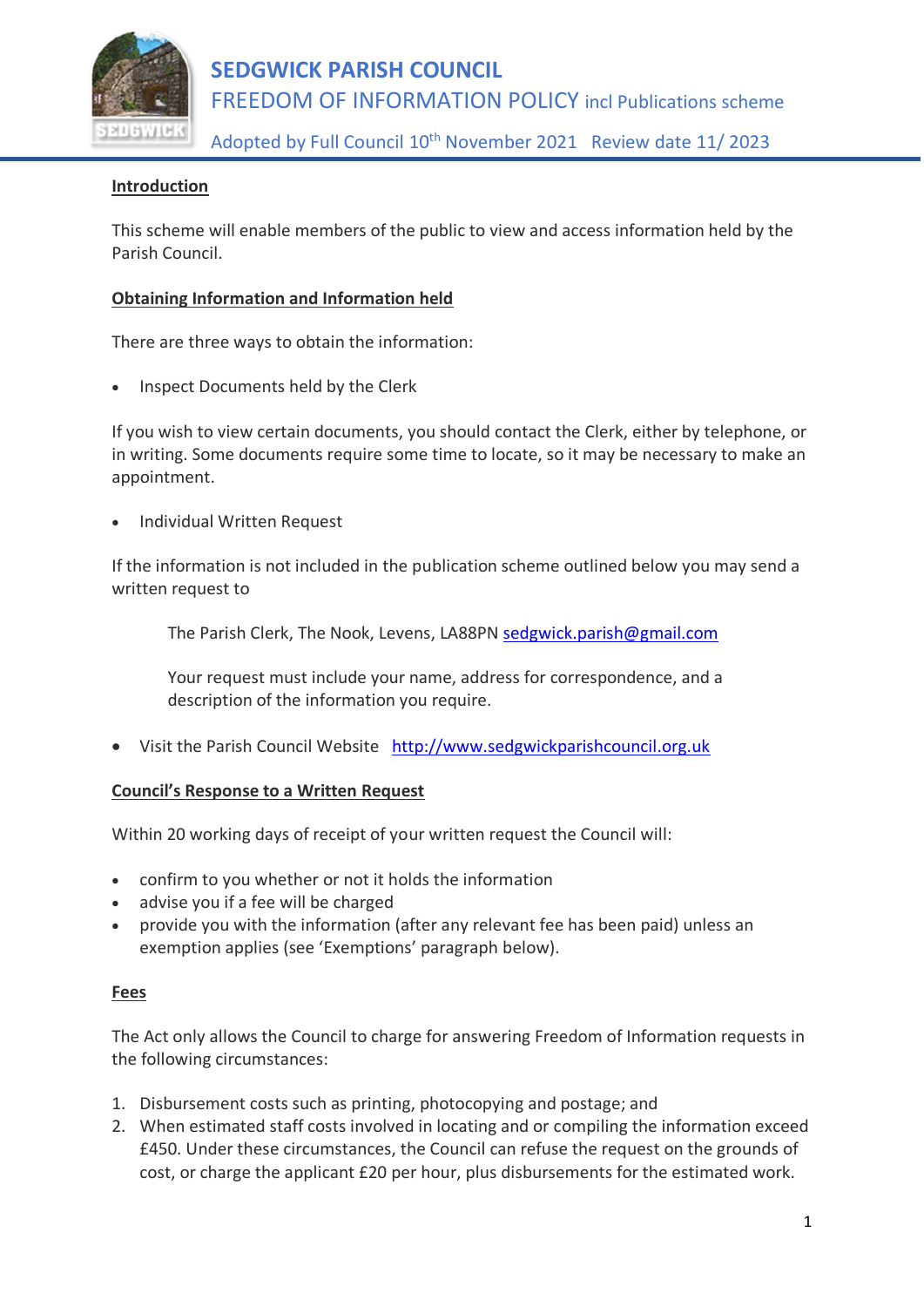# SEDGWICK PARISH COUNCIL

## FREEDOM OF INFORMATION POLICY incl Publications scheme

Adopted by Full Council 10th November 2021   Review date 11/ 2023

**Introduction**

This scheme will enable members of the public to view and access information held by the Parish Council.

**Obtaining Information and Information held**

There are three ways to obtain the information:

- Inspect Documents held by the Clerk

If you wish to view certain documents, you should contact the Clerk, either by telephone, or in writing. Some documents require some time to locate, so it may be necessary to make an appointment.

- Individual Written Request

If the information is not included in the publication scheme outlined below you may send a written request to

> The Parish Clerk, The Nook, Levens, LA88PN sedgwick.parish@gmail.com
>
> Your request must include your name, address for correspondence, and a description of the information you require.

- Visit the Parish Council Website http://www.sedgwickparishcouncil.org.uk

**Council's Response to a Written Request**

Within 20 working days of receipt of your written request the Council will:

- confirm to you whether or not it holds the information
- advise you if a fee will be charged
- provide you with the information (after any relevant fee has been paid) unless an exemption applies (see 'Exemptions' paragraph below).

**Fees**

The Act only allows the Council to charge for answering Freedom of Information requests in the following circumstances:

1. Disbursement costs such as printing, photocopying and postage; and
2. When estimated staff costs involved in locating and or compiling the information exceed £450. Under these circumstances, the Council can refuse the request on the grounds of cost, or charge the applicant £20 per hour, plus disbursements for the estimated work.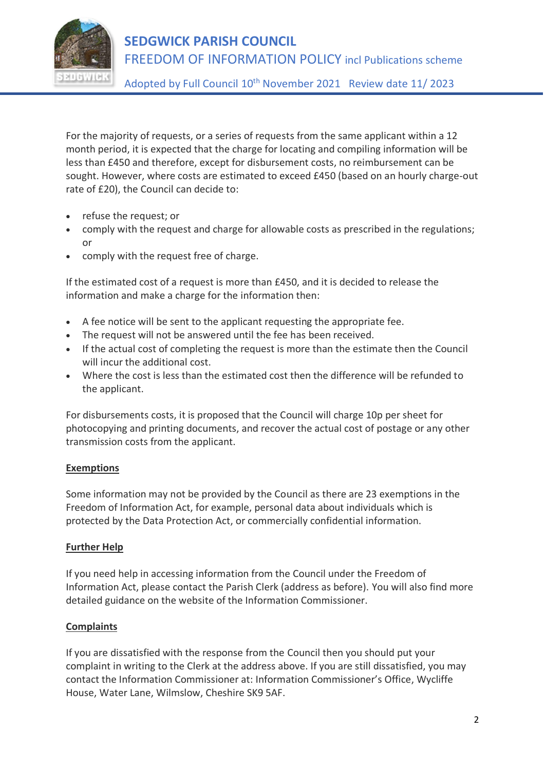For the majority of requests, or a series of requests from the same applicant within a 12 month period, it is expected that the charge for locating and compiling information will be less than £450 and therefore, except for disbursement costs, no reimbursement can be sought. However, where costs are estimated to exceed £450 (based on an hourly charge-out rate of £20), the Council can decide to:

- refuse the request; or
- comply with the request and charge for allowable costs as prescribed in the regulations; or
- comply with the request free of charge.

If the estimated cost of a request is more than £450, and it is decided to release the information and make a charge for the information then:

- A fee notice will be sent to the applicant requesting the appropriate fee.
- The request will not be answered until the fee has been received.
- If the actual cost of completing the request is more than the estimate then the Council will incur the additional cost.
- Where the cost is less than the estimated cost then the difference will be refunded to the applicant.

For disbursements costs, it is proposed that the Council will charge 10p per sheet for photocopying and printing documents, and recover the actual cost of postage or any other transmission costs from the applicant.

**Exemptions**

Some information may not be provided by the Council as there are 23 exemptions in the Freedom of Information Act, for example, personal data about individuals which is protected by the Data Protection Act, or commercially confidential information.

**Further Help**

If you need help in accessing information from the Council under the Freedom of Information Act, please contact the Parish Clerk (address as before). You will also find more detailed guidance on the website of the Information Commissioner.

**Complaints**

If you are dissatisfied with the response from the Council then you should put your complaint in writing to the Clerk at the address above. If you are still dissatisfied, you may contact the Information Commissioner at: Information Commissioner's Office, Wycliffe House, Water Lane, Wilmslow, Cheshire SK9 5AF.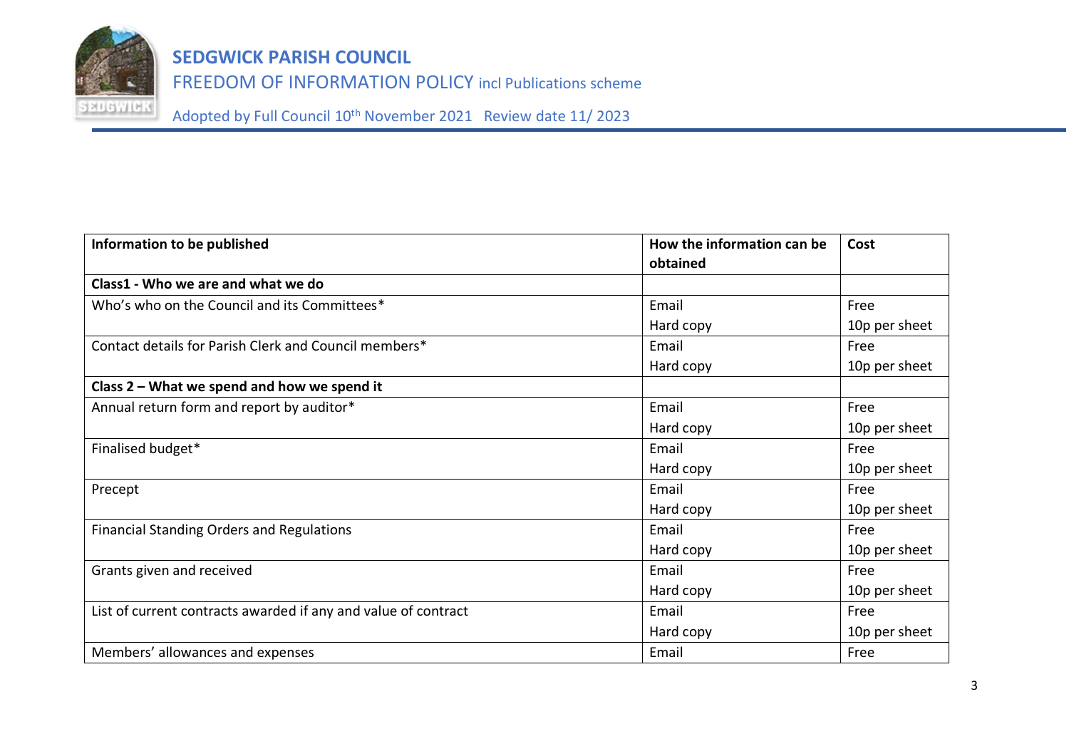| Information to be published | How the information can be obtained | Cost |
|---|---|---|
| **Class1 - Who we are and what we do** | | |
| Who's who on the Council and its Committees* | Email<br>Hard copy | Free<br>10p per sheet |
| Contact details for Parish Clerk and Council members* | Email<br>Hard copy | Free<br>10p per sheet |
| **Class 2 – What we spend and how we spend it** | | |
| Annual return form and report by auditor* | Email<br>Hard copy | Free<br>10p per sheet |
| Finalised budget* | Email<br>Hard copy | Free<br>10p per sheet |
| Precept | Email<br>Hard copy | Free<br>10p per sheet |
| Financial Standing Orders and Regulations | Email<br>Hard copy | Free<br>10p per sheet |
| Grants given and received | Email<br>Hard copy | Free<br>10p per sheet |
| List of current contracts awarded if any and value of contract | Email<br>Hard copy | Free<br>10p per sheet |
| Members' allowances and expenses | Email | Free |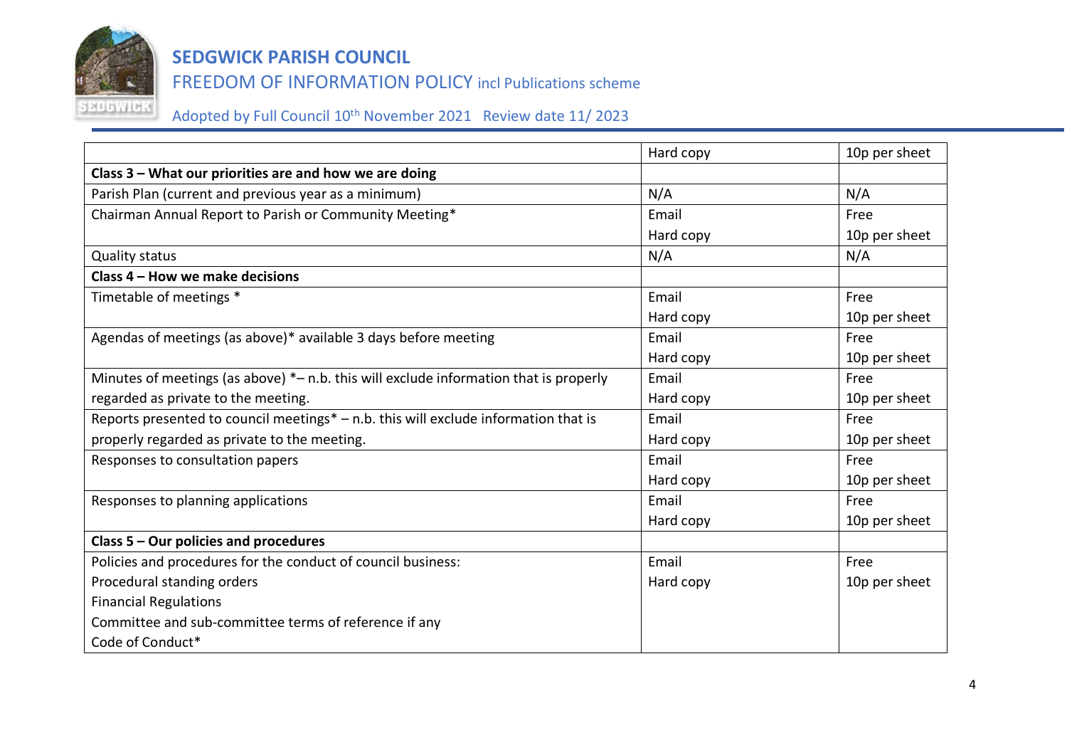|  | Hard copy | 10p per sheet |
|---|---|---|
| **Class 3 – What our priorities are and how we are doing** |  |  |
| Parish Plan (current and previous year as a minimum) | N/A | N/A |
| Chairman Annual Report to Parish or Community Meeting* | Email<br>Hard copy | Free<br>10p per sheet |
| Quality status | N/A | N/A |
| **Class 4 – How we make decisions** |  |  |
| Timetable of meetings * | Email<br>Hard copy | Free<br>10p per sheet |
| Agendas of meetings (as above)* available 3 days before meeting | Email<br>Hard copy | Free<br>10p per sheet |
| Minutes of meetings (as above) *– n.b. this will exclude information that is properly regarded as private to the meeting. | Email<br>Hard copy | Free<br>10p per sheet |
| Reports presented to council meetings* – n.b. this will exclude information that is properly regarded as private to the meeting. | Email<br>Hard copy | Free<br>10p per sheet |
| Responses to consultation papers | Email<br>Hard copy | Free<br>10p per sheet |
| Responses to planning applications | Email<br>Hard copy | Free<br>10p per sheet |
| **Class 5 – Our policies and procedures** |  |  |
| Policies and procedures for the conduct of council business:<br>Procedural standing orders<br>Financial Regulations<br>Committee and sub-committee terms of reference if any<br>Code of Conduct* | Email<br>Hard copy | Free<br>10p per sheet |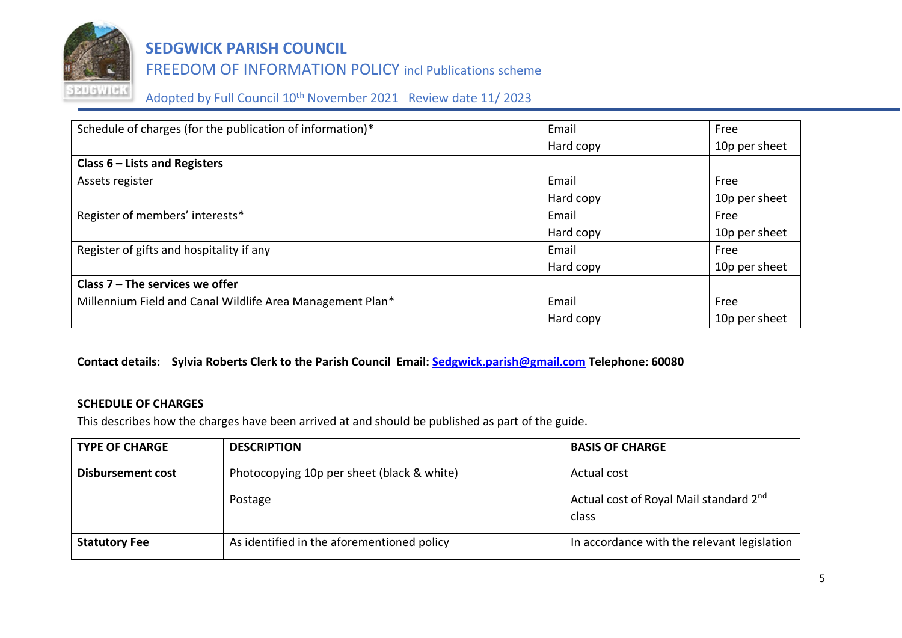| | | |
|---|---|---|
| Schedule of charges (for the publication of information)* | Email<br>Hard copy | Free<br>10p per sheet |
| **Class 6 – Lists and Registers** | | |
| Assets register | Email<br>Hard copy | Free<br>10p per sheet |
| Register of members' interests* | Email<br>Hard copy | Free<br>10p per sheet |
| Register of gifts and hospitality if any | Email<br>Hard copy | Free<br>10p per sheet |
| **Class 7 – The services we offer** | | |
| Millennium Field and Canal Wildlife Area Management Plan* | Email<br>Hard copy | Free<br>10p per sheet |

**Contact details: Sylvia Roberts Clerk to the Parish Council Email: Sedgwick.parish@gmail.com Telephone: 60080**

**SCHEDULE OF CHARGES**

This describes how the charges have been arrived at and should be published as part of the guide.

| TYPE OF CHARGE | DESCRIPTION | BASIS OF CHARGE |
|---|---|---|
| **Disbursement cost** | Photocopying 10p per sheet (black & white) | Actual cost |
| | Postage | Actual cost of Royal Mail standard 2nd class |
| **Statutory Fee** | As identified in the aforementioned policy | In accordance with the relevant legislation |